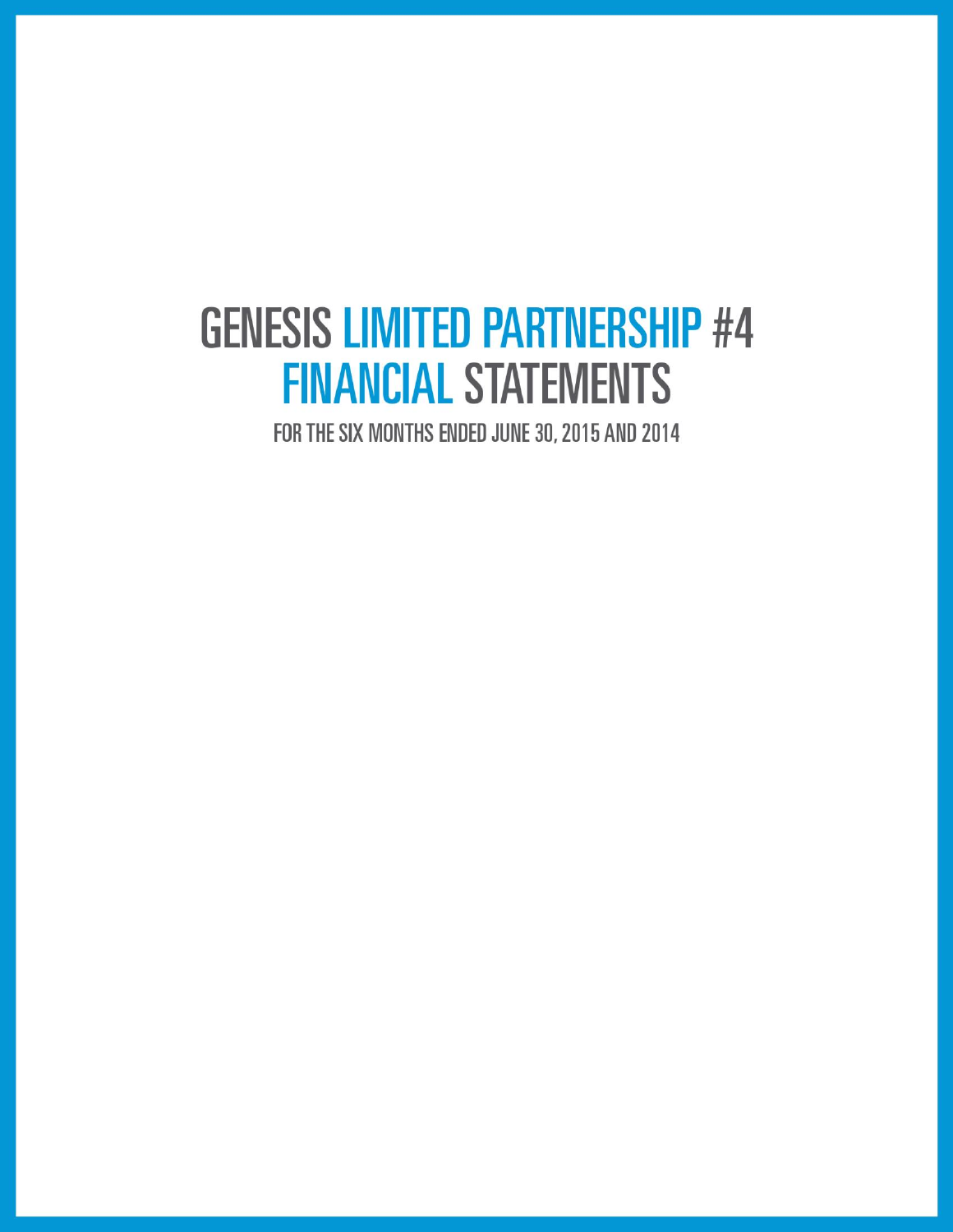# GENESIS LIMITED PARTNERSHIP #4 FINANCIAL STATEMENTS

FOR THE SIX MONTHS ENDED JUNE 30, 2015 AND 2014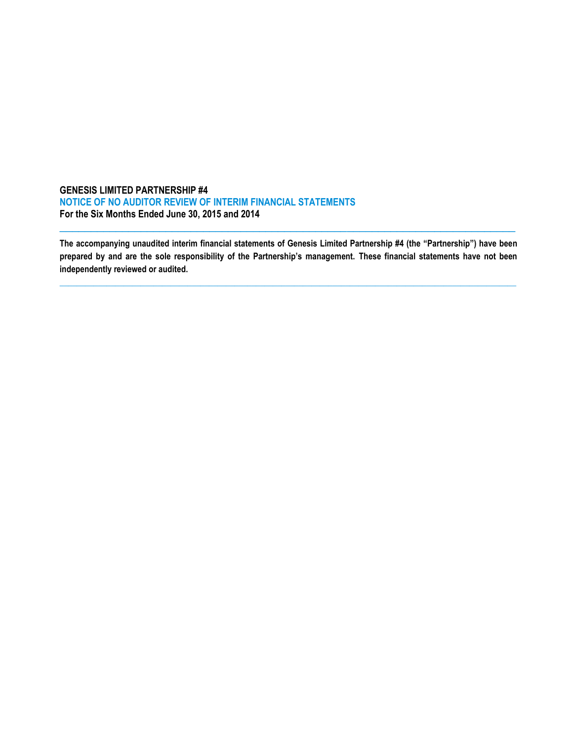**GENESIS LIMITED PARTNERSHIP #4**

## NOTICE OF NO AUDITOR REVIEW OF INTERIM FINANCIAL STATEMENTS

**For the Six Months Ended June 30, 2015 and 2014**

---

**The accompanying unaudited interim financial statements of Genesis Limited Partnership #4 (the "Partnership") have been prepared by and are the sole responsibility of the Partnership's management. These financial statements have not been independently reviewed or audited.**

---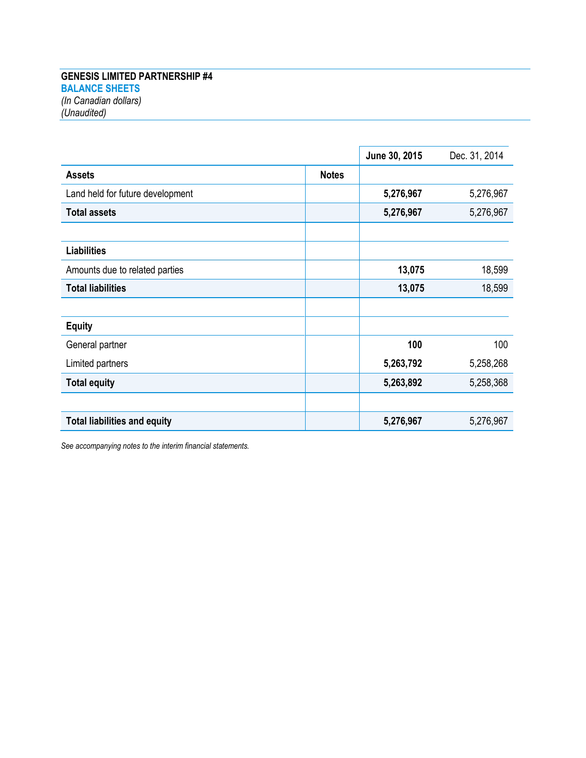**GENESIS LIMITED PARTNERSHIP #4**

**BALANCE SHEETS**

*(In Canadian dollars)*

*(Unaudited)*

| | | **June 30, 2015** | Dec. 31, 2014 |
|---|---|---|---|
| **Assets** | **Notes** | | |
| Land held for future development | | **5,276,967** | 5,276,967 |
| **Total assets** | | **5,276,967** | 5,276,967 |
| | | | |
| **Liabilities** | | | |
| Amounts due to related parties | | **13,075** | 18,599 |
| **Total liabilities** | | **13,075** | 18,599 |
| | | | |
| **Equity** | | | |
| General partner | | **100** | 100 |
| Limited partners | | **5,263,792** | 5,258,268 |
| **Total equity** | | **5,263,892** | 5,258,368 |
| | | | |
| **Total liabilities and equity** | | **5,276,967** | 5,276,967 |

*See accompanying notes to the interim financial statements.*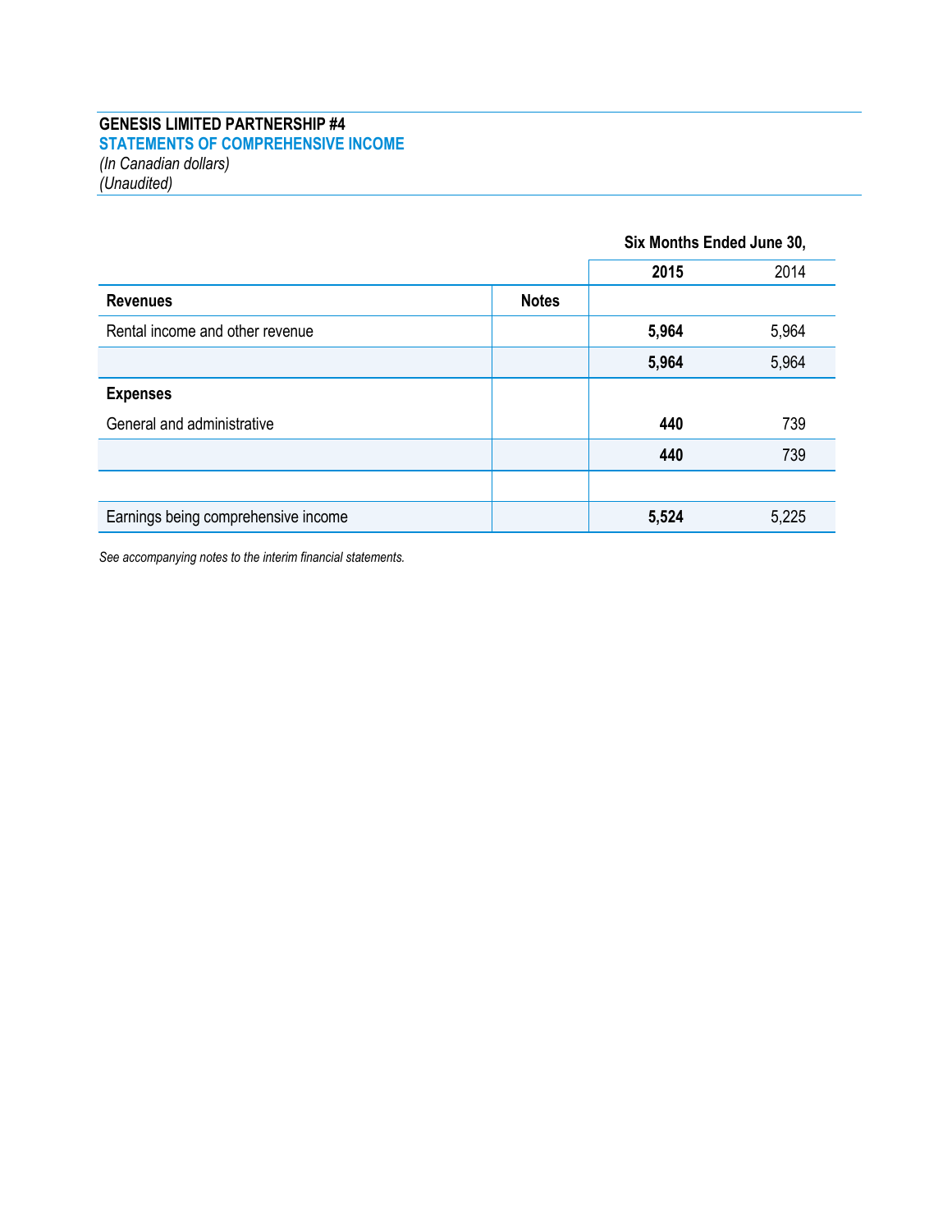**GENESIS LIMITED PARTNERSHIP #4**

**STATEMENTS OF COMPREHENSIVE INCOME**

*(In Canadian dollars)*

*(Unaudited)*

| | | Six Months Ended June 30, | |
|---|---|---|---|
| | | **2015** | 2014 |
| **Revenues** | **Notes** | | |
| Rental income and other revenue | | **5,964** | 5,964 |
| | | **5,964** | 5,964 |
| **Expenses** | | | |
| General and administrative | | **440** | 739 |
| | | **440** | 739 |
| | | | |
| Earnings being comprehensive income | | **5,524** | 5,225 |

*See accompanying notes to the interim financial statements.*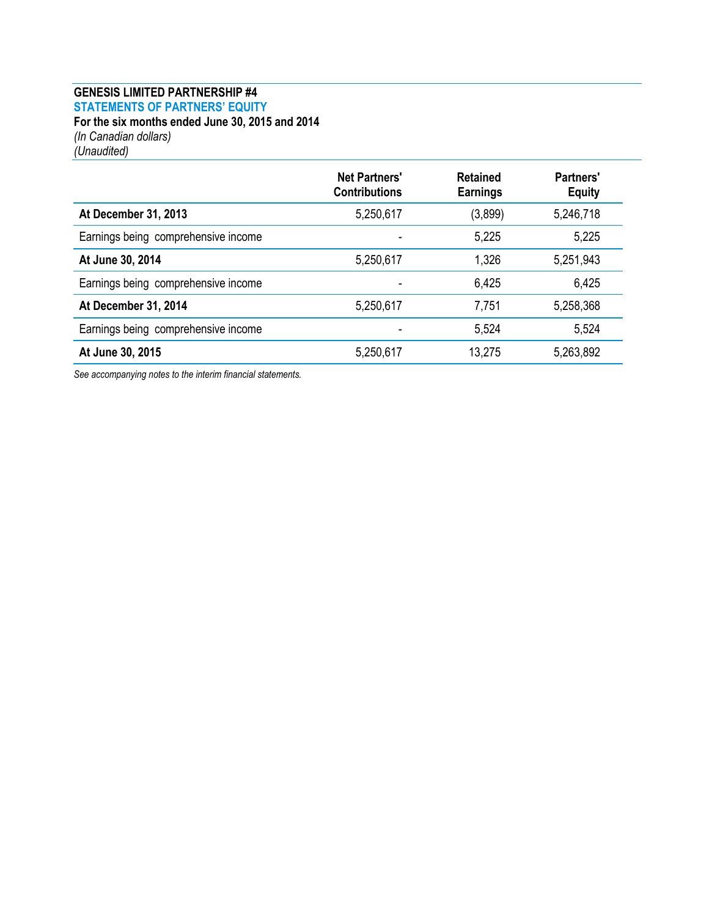**GENESIS LIMITED PARTNERSHIP #4**

**STATEMENTS OF PARTNERS' EQUITY**

**For the six months ended June 30, 2015 and 2014**

*(In Canadian dollars)*

*(Unaudited)*

| | Net Partners' Contributions | Retained Earnings | Partners' Equity |
|---|---|---|---|
| **At December 31, 2013** | 5,250,617 | (3,899) | 5,246,718 |
| Earnings being comprehensive income | - | 5,225 | 5,225 |
| **At June 30, 2014** | 5,250,617 | 1,326 | 5,251,943 |
| Earnings being comprehensive income | - | 6,425 | 6,425 |
| **At December 31, 2014** | 5,250,617 | 7,751 | 5,258,368 |
| Earnings being comprehensive income | - | 5,524 | 5,524 |
| **At June 30, 2015** | 5,250,617 | 13,275 | 5,263,892 |

*See accompanying notes to the interim financial statements.*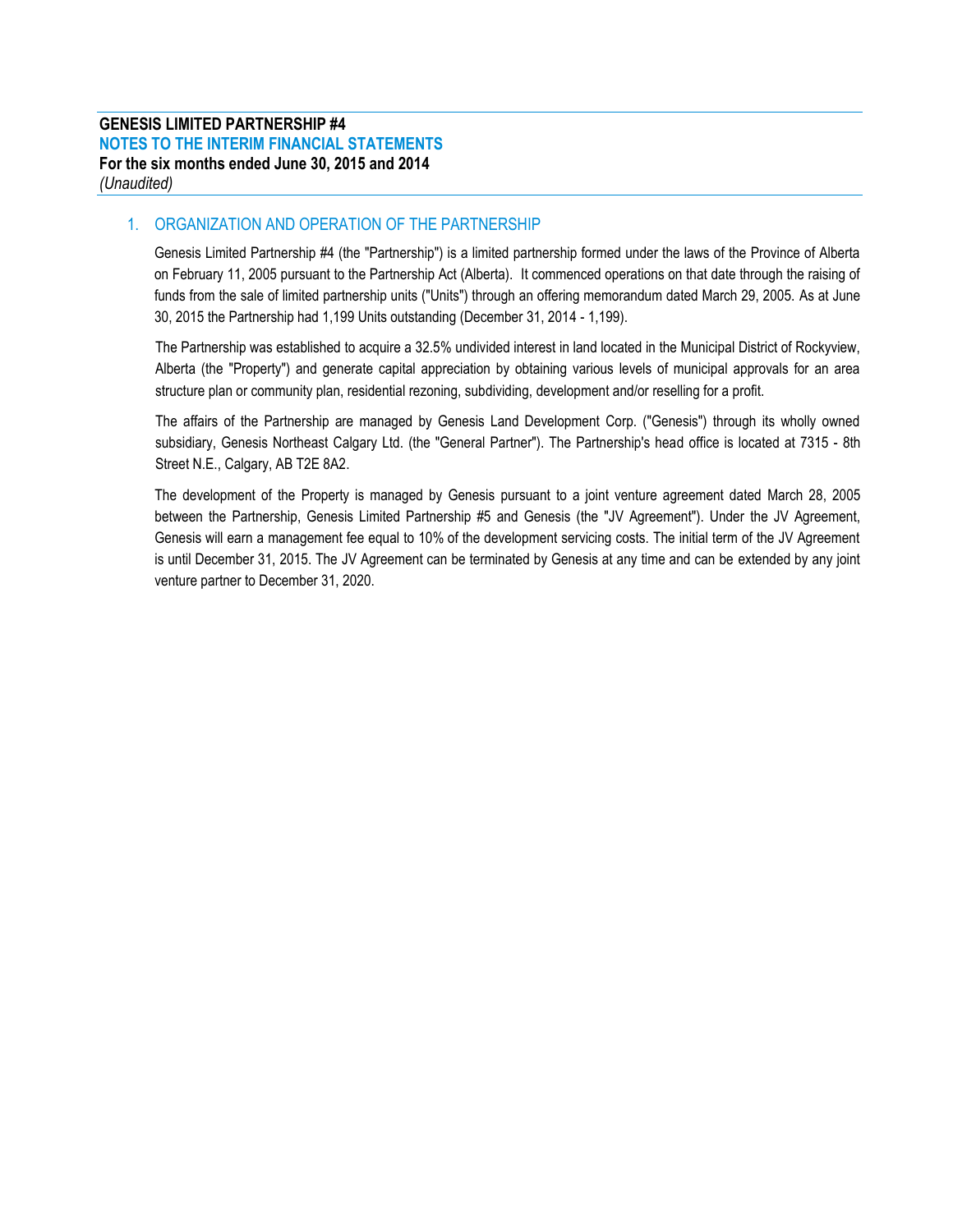**GENESIS LIMITED PARTNERSHIP #4**
**NOTES TO THE INTERIM FINANCIAL STATEMENTS**
**For the six months ended June 30, 2015 and 2014**
*(Unaudited)*

## 1. ORGANIZATION AND OPERATION OF THE PARTNERSHIP

Genesis Limited Partnership #4 (the "Partnership") is a limited partnership formed under the laws of the Province of Alberta on February 11, 2005 pursuant to the Partnership Act (Alberta). It commenced operations on that date through the raising of funds from the sale of limited partnership units ("Units") through an offering memorandum dated March 29, 2005. As at June 30, 2015 the Partnership had 1,199 Units outstanding (December 31, 2014 - 1,199).

The Partnership was established to acquire a 32.5% undivided interest in land located in the Municipal District of Rockyview, Alberta (the "Property") and generate capital appreciation by obtaining various levels of municipal approvals for an area structure plan or community plan, residential rezoning, subdividing, development and/or reselling for a profit.

The affairs of the Partnership are managed by Genesis Land Development Corp. ("Genesis") through its wholly owned subsidiary, Genesis Northeast Calgary Ltd. (the "General Partner"). The Partnership's head office is located at 7315 - 8th Street N.E., Calgary, AB T2E 8A2.

The development of the Property is managed by Genesis pursuant to a joint venture agreement dated March 28, 2005 between the Partnership, Genesis Limited Partnership #5 and Genesis (the "JV Agreement"). Under the JV Agreement, Genesis will earn a management fee equal to 10% of the development servicing costs. The initial term of the JV Agreement is until December 31, 2015. The JV Agreement can be terminated by Genesis at any time and can be extended by any joint venture partner to December 31, 2020.